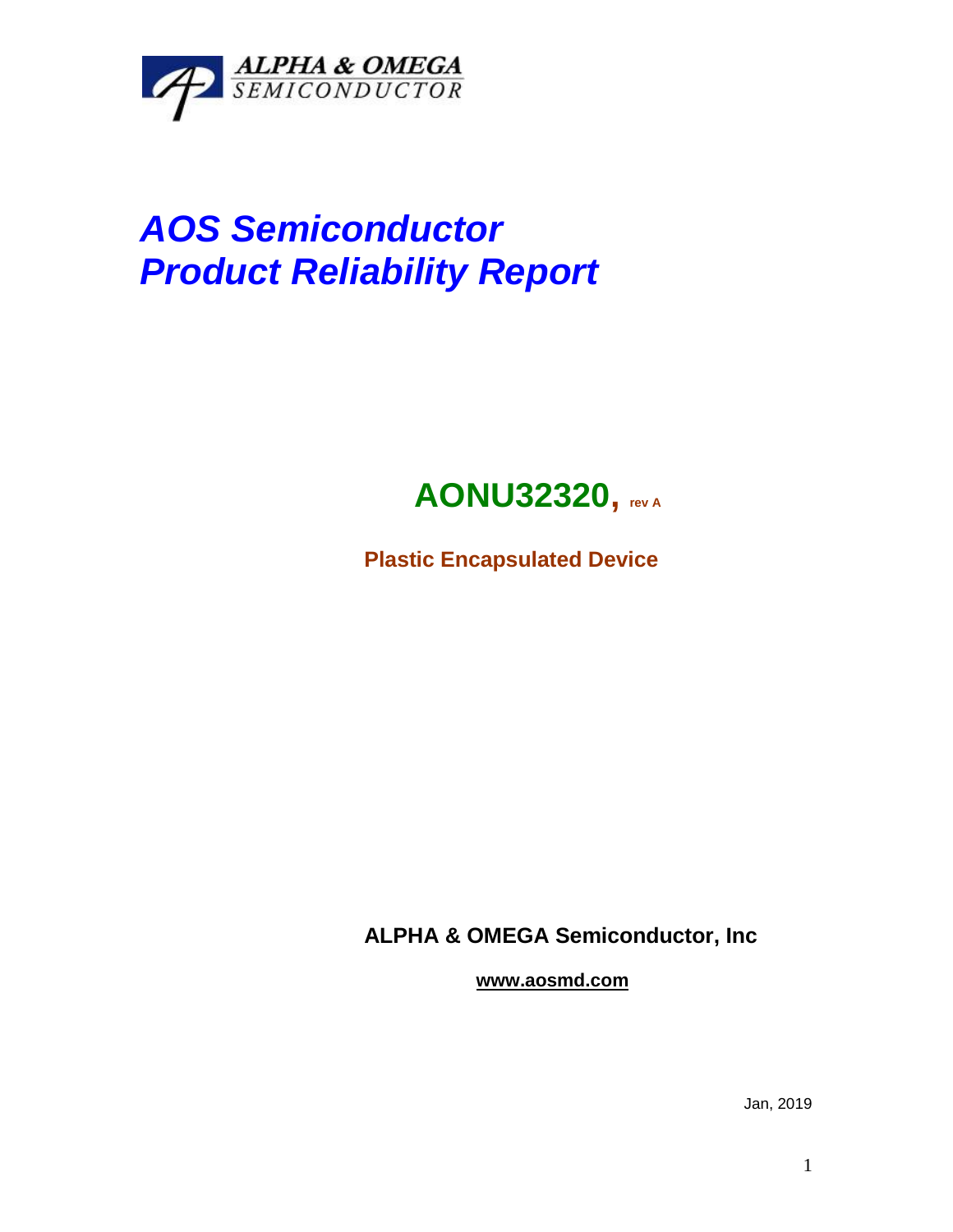ALPHA & OMEGA
SEMICONDUCTOR

# *AOS Semiconductor*
# *Product Reliability Report*

## AONU32320, rev A

**Plastic Encapsulated Device**

**ALPHA & OMEGA Semiconductor, Inc**

**www.aosmd.com**

Jan, 2019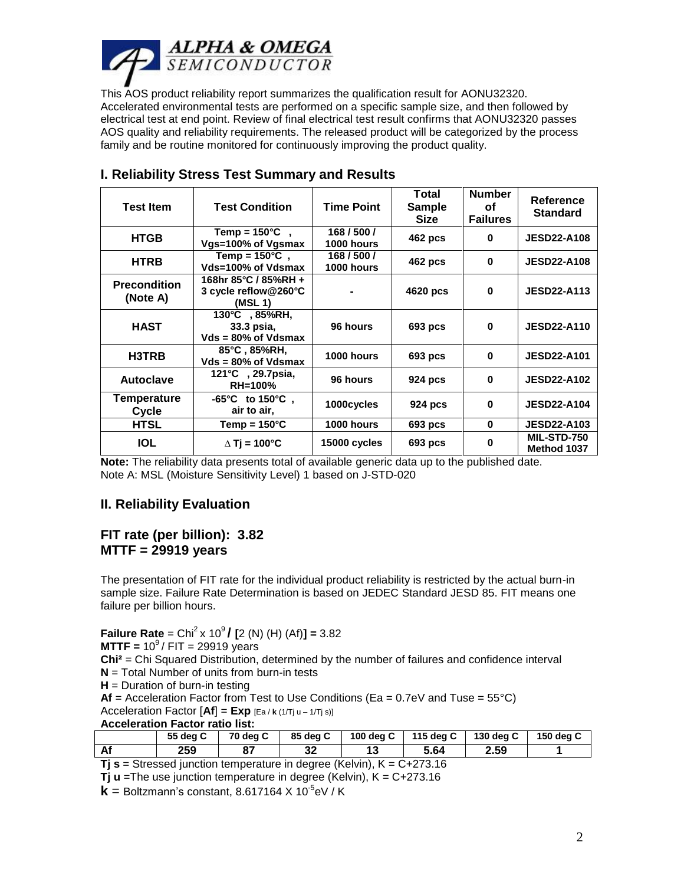ALPHA & OMEGA SEMICONDUCTOR

This AOS product reliability report summarizes the qualification result for AONU32320. Accelerated environmental tests are performed on a specific sample size, and then followed by electrical test at end point. Review of final electrical test result confirms that AONU32320 passes AOS quality and reliability requirements. The released product will be categorized by the process family and be routine monitored for continuously improving the product quality.

## I. Reliability Stress Test Summary and Results

| Test Item | Test Condition | Time Point | Total Sample Size | Number of Failures | Reference Standard |
|---|---|---|---|---|---|
| HTGB | Temp = 150°C , Vgs=100% of Vgsmax | 168 / 500 / 1000 hours | 462 pcs | 0 | JESD22-A108 |
| HTRB | Temp = 150°C , Vds=100% of Vdsmax | 168 / 500 / 1000 hours | 462 pcs | 0 | JESD22-A108 |
| Precondition (Note A) | 168hr 85°C / 85%RH + 3 cycle reflow@260°C (MSL 1) | - | 4620 pcs | 0 | JESD22-A113 |
| HAST | 130°C , 85%RH, 33.3 psia, Vds = 80% of Vdsmax | 96 hours | 693 pcs | 0 | JESD22-A110 |
| H3TRB | 85°C , 85%RH, Vds = 80% of Vdsmax | 1000 hours | 693 pcs | 0 | JESD22-A101 |
| Autoclave | 121°C , 29.7psia, RH=100% | 96 hours | 924 pcs | 0 | JESD22-A102 |
| Temperature Cycle | -65°C to 150°C , air to air, | 1000cycles | 924 pcs | 0 | JESD22-A104 |
| HTSL | Temp = 150°C | 1000 hours | 693 pcs | 0 | JESD22-A103 |
| IOL | $\Delta$ Tj = 100°C | 15000 cycles | 693 pcs | 0 | MIL-STD-750 Method 1037 |

**Note:** The reliability data presents total of available generic data up to the published date.
Note A: MSL (Moisture Sensitivity Level) 1 based on J-STD-020

## II. Reliability Evaluation

### FIT rate (per billion): 3.82
### MTTF = 29919 years

The presentation of FIT rate for the individual product reliability is restricted by the actual burn-in sample size. Failure Rate Determination is based on JEDEC Standard JESD 85. FIT means one failure per billion hours.

**Failure Rate** = $Chi^2 \times 10^9$ **/ [**2 (N) (H) (Af)**] =** 3.82

**MTTF =** $10^9$ / FIT = 29919 years

**Chi²** = Chi Squared Distribution, determined by the number of failures and confidence interval

**N** = Total Number of units from burn-in tests

**H** = Duration of burn-in testing

**Af** = Acceleration Factor from Test to Use Conditions (Ea = 0.7eV and Tuse = 55°C)

Acceleration Factor [**Af**] = **Exp** [Ea / **k** (1/Tj u – 1/Tj s)]

**Acceleration Factor ratio list:**

| | 55 deg C | 70 deg C | 85 deg C | 100 deg C | 115 deg C | 130 deg C | 150 deg C |
|---|---|---|---|---|---|---|---|
| Af | 259 | 87 | 32 | 13 | 5.64 | 2.59 | 1 |

**Tj s** = Stressed junction temperature in degree (Kelvin), K = C+273.16

**Tj u** =The use junction temperature in degree (Kelvin), K = C+273.16

**k** = Boltzmann's constant, $8.617164 \times 10^{-5}$eV / K